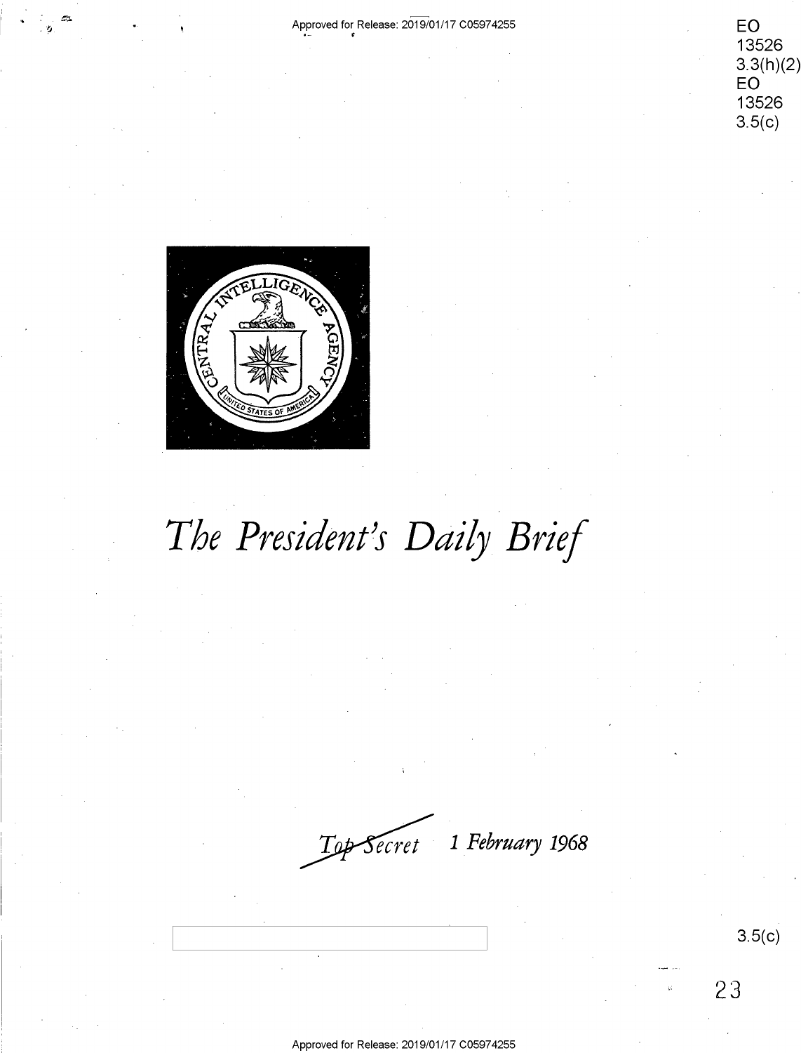EO 13526 3.3(h)(2)
EO 13526 3.5(c)

# The President's Daily Brief

~~Top Secret~~ 1 February 1968

3.5(c)

23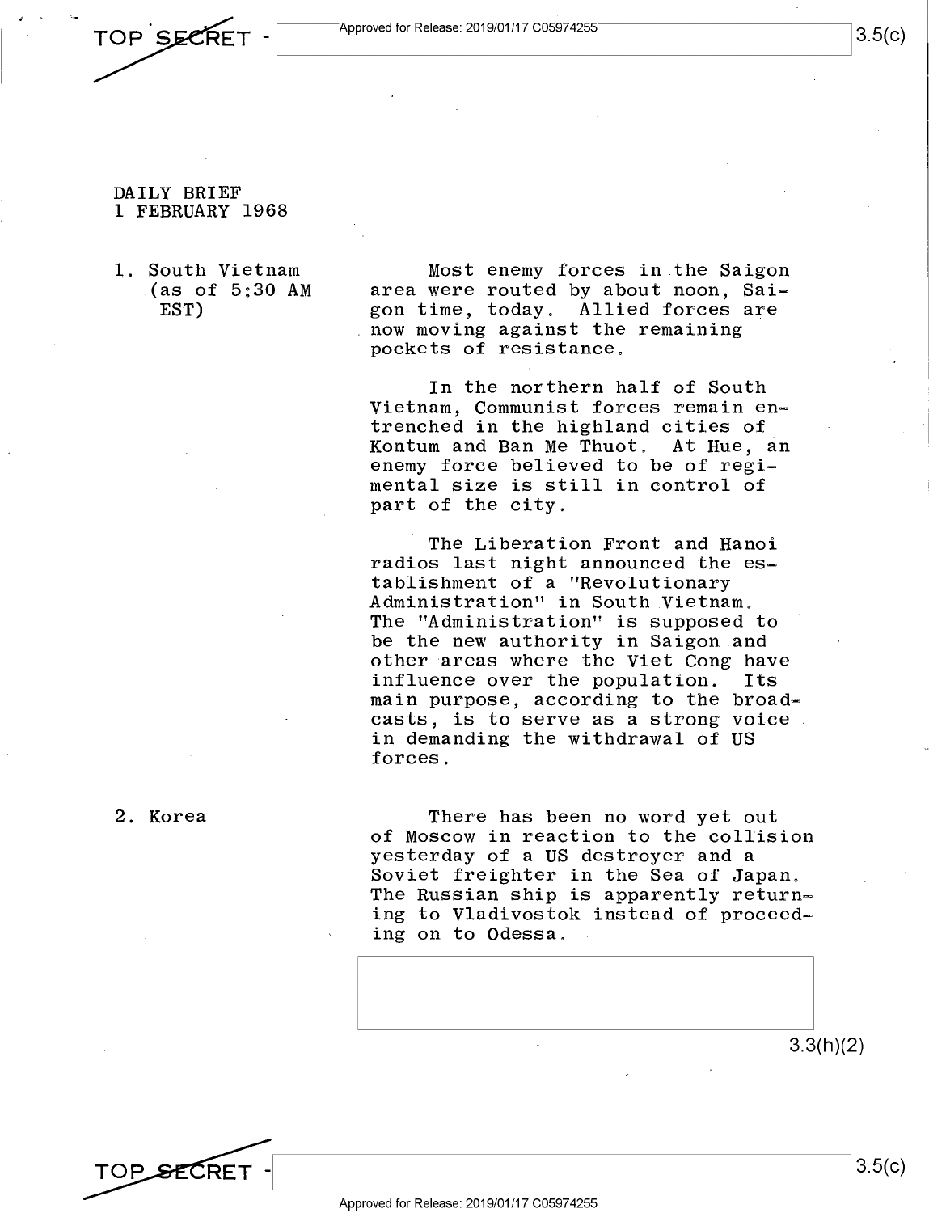DAILY BRIEF
1 FEBRUARY 1968

1. South Vietnam (as of 5:30 AM EST)

Most enemy forces in the Saigon area were routed by about noon, Saigon time, today. Allied forces are now moving against the remaining pockets of resistance.

In the northern half of South Vietnam, Communist forces remain entrenched in the highland cities of Kontum and Ban Me Thuot. At Hue, an enemy force believed to be of regimental size is still in control of part of the city.

The Liberation Front and Hanoi radios last night announced the establishment of a "Revolutionary Administration" in South Vietnam. The "Administration" is supposed to be the new authority in Saigon and other areas where the Viet Cong have influence over the population. Its main purpose, according to the broadcasts, is to serve as a strong voice in demanding the withdrawal of US forces.

2. Korea

There has been no word yet out of Moscow in reaction to the collision yesterday of a US destroyer and a Soviet freighter in the Sea of Japan. The Russian ship is apparently returning to Vladivostok instead of proceeding on to Odessa.

3.3(h)(2)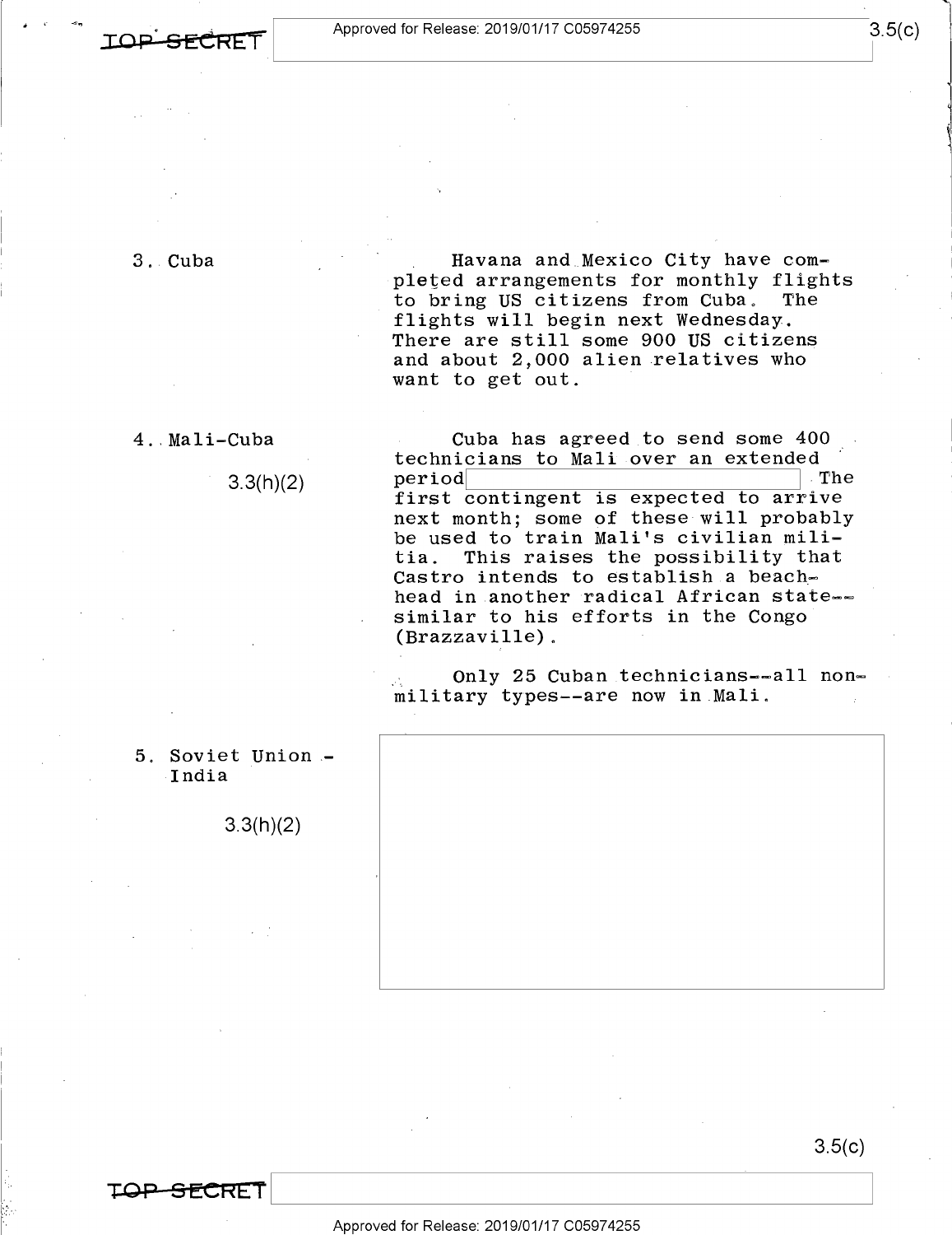3. Cuba

Havana and Mexico City have completed arrangements for monthly flights to bring US citizens from Cuba. The flights will begin next Wednesday. There are still some 900 US citizens and about 2,000 alien relatives who want to get out.

4. Mali-Cuba

3.3(h)(2)

Cuba has agreed to send some 400 technicians to Mali over an extended period [redacted] The first contingent is expected to arrive next month; some of these will probably be used to train Mali's civilian militia. This raises the possibility that Castro intends to establish a beachhead in another radical African state—similar to his efforts in the Congo (Brazzaville).

Only 25 Cuban technicians—all non-military types—are now in Mali.

5. Soviet Union - India

3.3(h)(2)

[redacted]

3.5(c)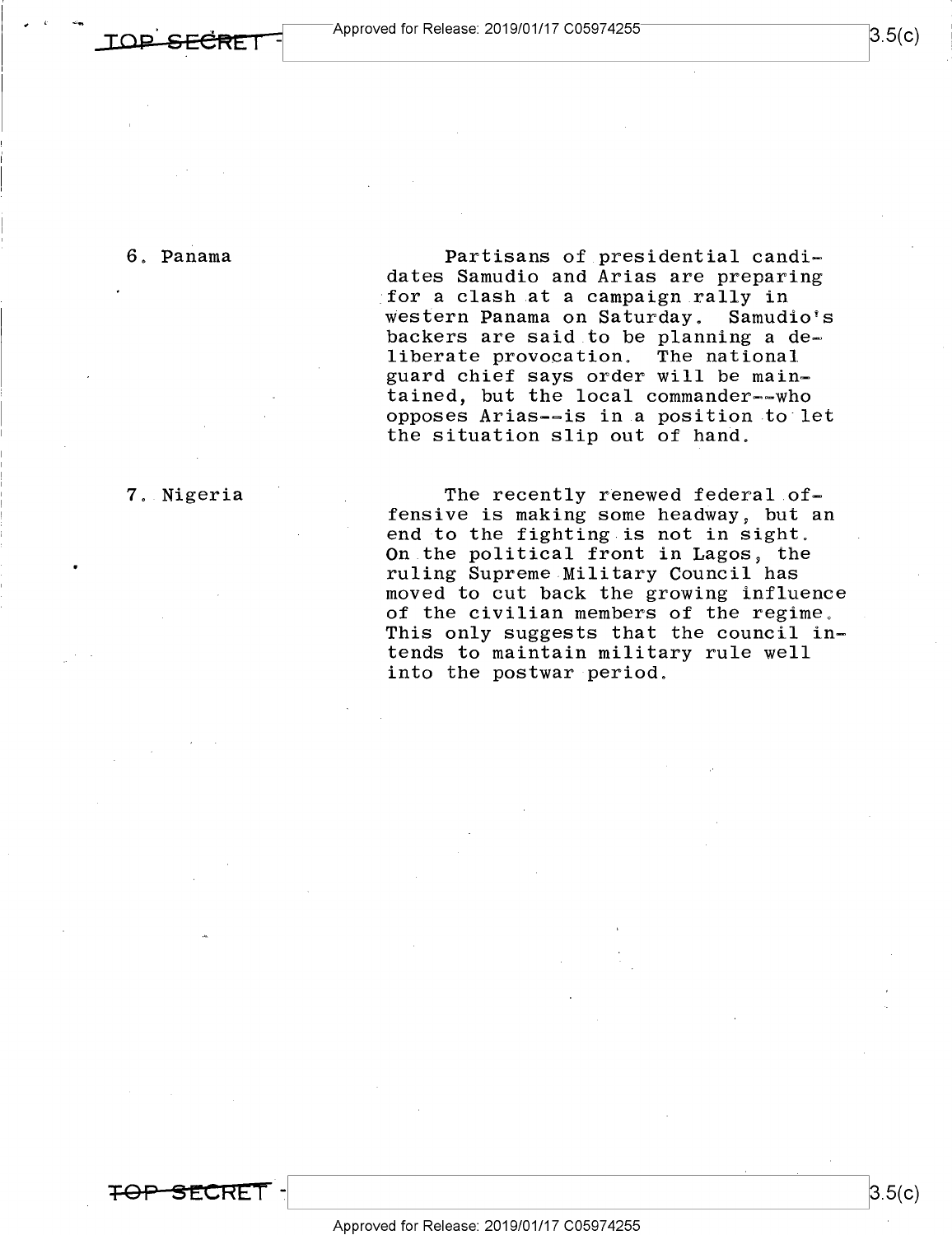6. Panama

Partisans of presidential candidates Samudio and Arias are preparing for a clash at a campaign rally in western Panama on Saturday. Samudio's backers are said to be planning a deliberate provocation. The national guard chief says order will be maintained, but the local commander--who opposes Arias--is in a position to let the situation slip out of hand.

7. Nigeria

The recently renewed federal offensive is making some headway, but an end to the fighting is not in sight. On the political front in Lagos, the ruling Supreme Military Council has moved to cut back the growing influence of the civilian members of the regime. This only suggests that the council intends to maintain military rule well into the postwar period.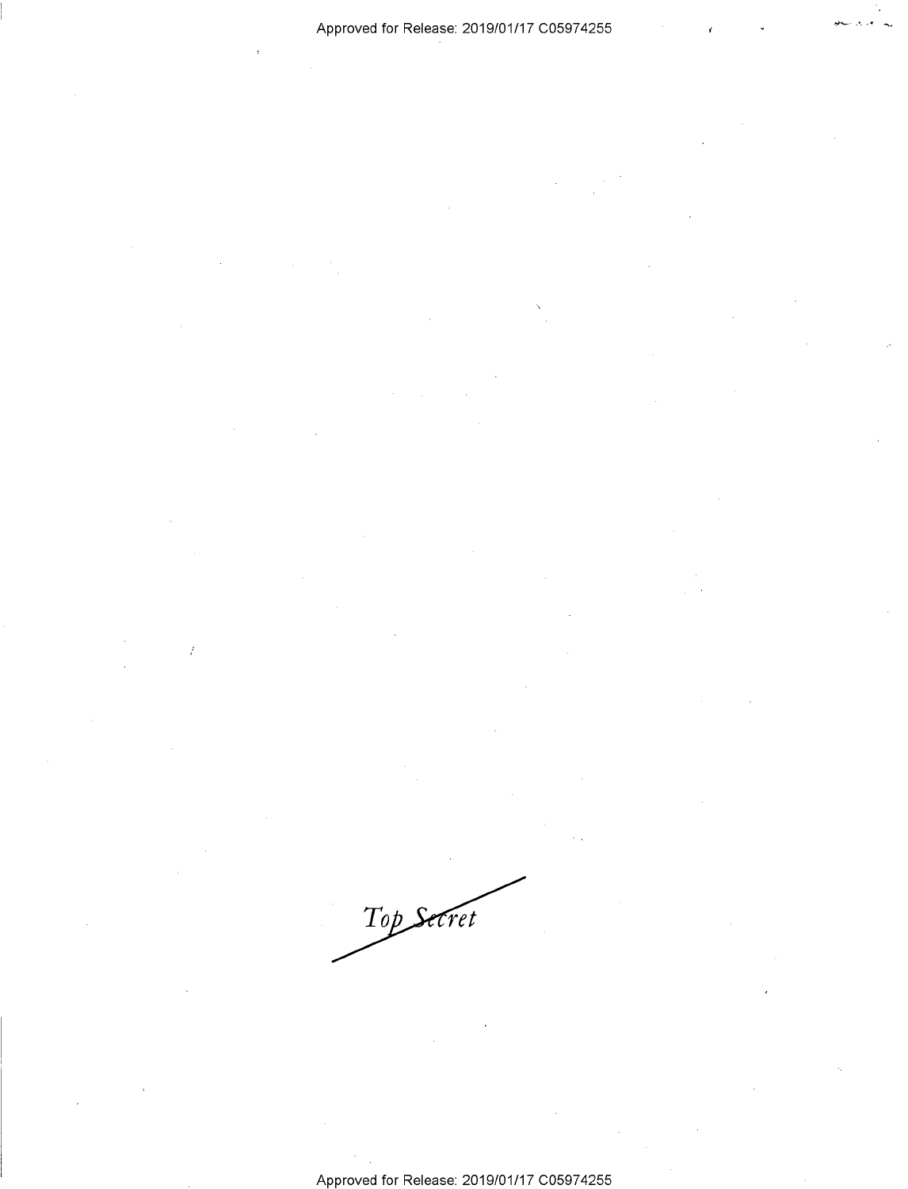*Top Secret*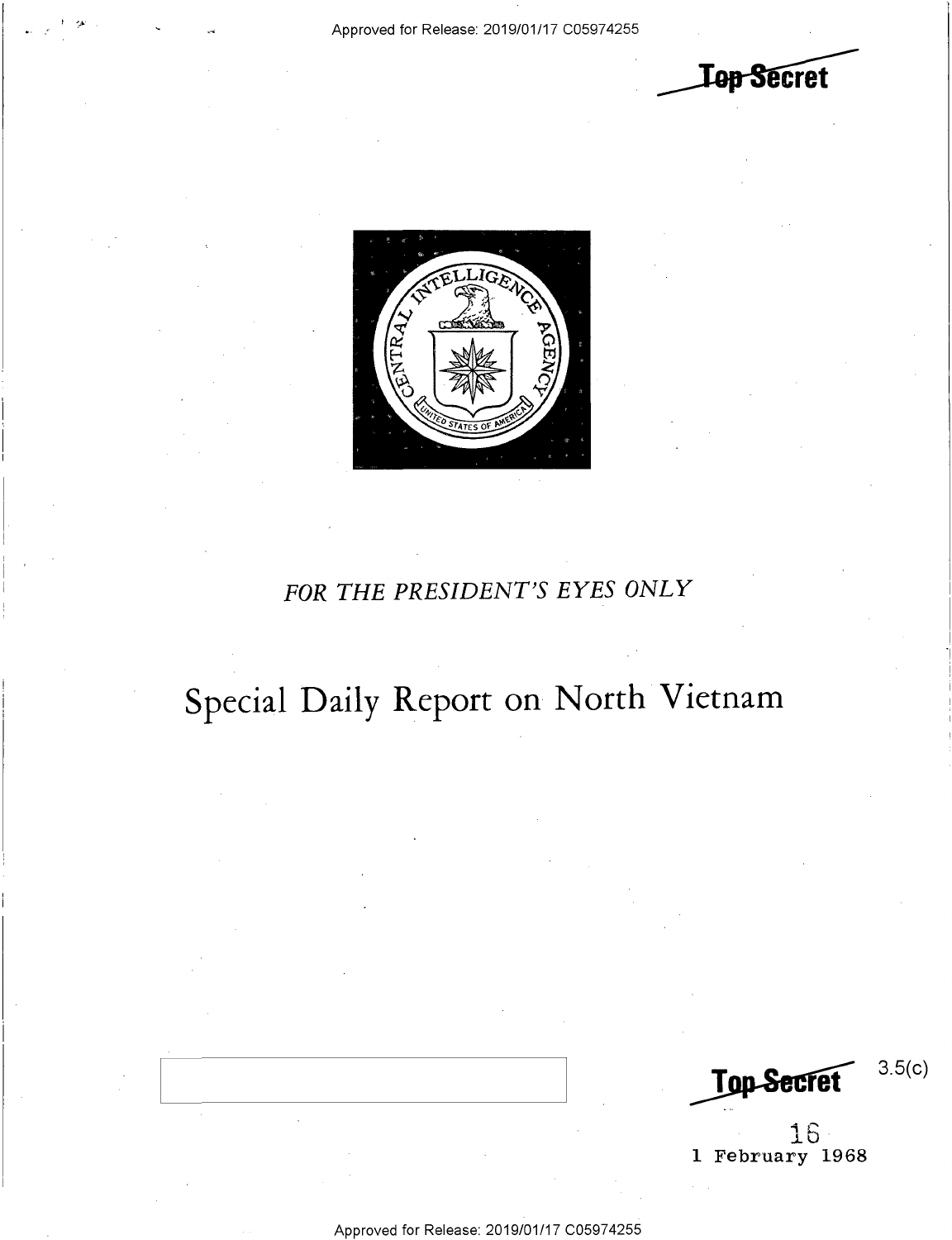Top Secret

FOR THE PRESIDENT'S EYES ONLY

# Special Daily Report on North Vietnam

Top Secret

3.5(c)

16

1 February 1968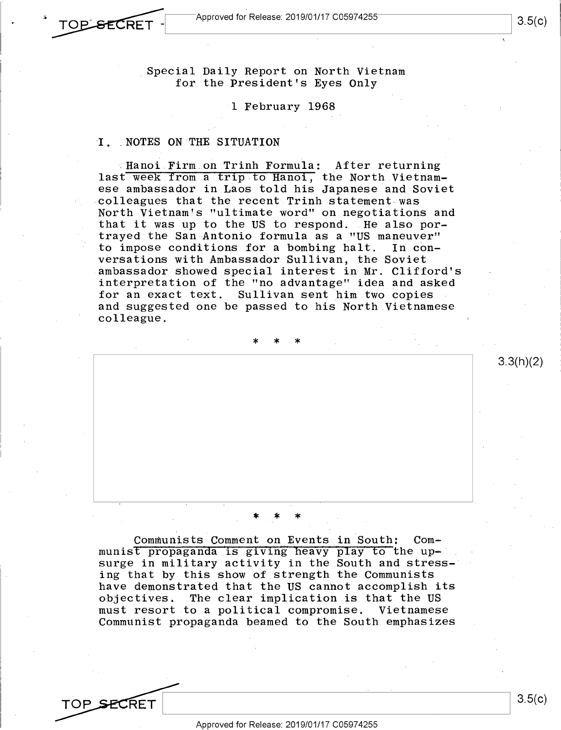Special Daily Report on North Vietnam
for the President's Eyes Only

1 February 1968

## I. NOTES ON THE SITUATION

Hanoi Firm on Trinh Formula: After returning last week from a trip to Hanoi, the North Vietnamese ambassador in Laos told his Japanese and Soviet colleagues that the recent Trinh statement was North Vietnam's "ultimate word" on negotiations and that it was up to the US to respond. He also portrayed the San Antonio formula as a "US maneuver" to impose conditions for a bombing halt. In conversations with Ambassador Sullivan, the Soviet ambassador showed special interest in Mr. Clifford's interpretation of the "no advantage" idea and asked for an exact text. Sullivan sent him two copies and suggested one be passed to his North Vietnamese colleague.

\* \* \*

\* \* \*

Communists Comment on Events in South: Communist propaganda is giving heavy play to the upsurge in military activity in the South and stressing that by this show of strength the Communists have demonstrated that the US cannot accomplish its objectives. The clear implication is that the US must resort to a political compromise. Vietnamese Communist propaganda beamed to the South emphasizes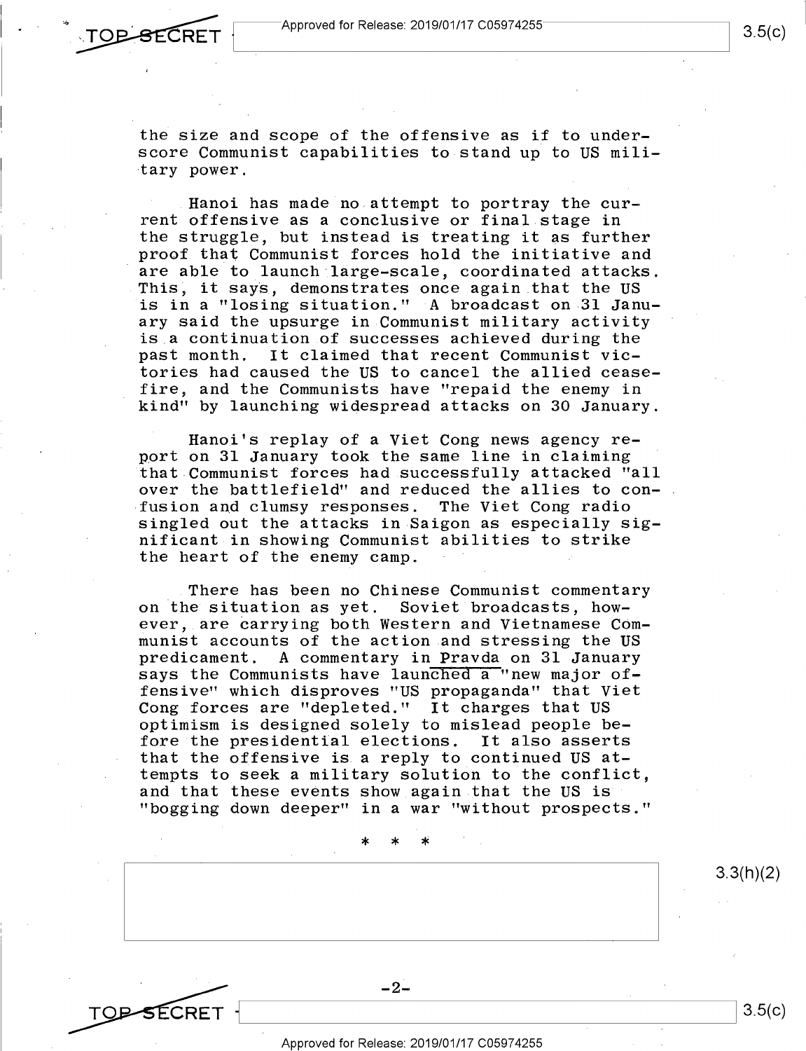the size and scope of the offensive as if to underscore Communist capabilities to stand up to US military power.

Hanoi has made no attempt to portray the current offensive as a conclusive or final stage in the struggle, but instead is treating it as further proof that Communist forces hold the initiative and are able to launch large-scale, coordinated attacks. This, it says, demonstrates once again that the US is in a "losing situation." A broadcast on 31 January said the upsurge in Communist military activity is a continuation of successes achieved during the past month. It claimed that recent Communist victories had caused the US to cancel the allied cease-fire, and the Communists have "repaid the enemy in kind" by launching widespread attacks on 30 January.

Hanoi's replay of a Viet Cong news agency report on 31 January took the same line in claiming that Communist forces had successfully attacked "all over the battlefield" and reduced the allies to confusion and clumsy responses. The Viet Cong radio singled out the attacks in Saigon as especially significant in showing Communist abilities to strike the heart of the enemy camp.

There has been no Chinese Communist commentary on the situation as yet. Soviet broadcasts, however, are carrying both Western and Vietnamese Communist accounts of the action and stressing the US predicament. A commentary in Pravda on 31 January says the Communists have launched a "new major offensive" which disproves "US propaganda" that Viet Cong forces are "depleted." It charges that US optimism is designed solely to mislead people before the presidential elections. It also asserts that the offensive is a reply to continued US attempts to seek a military solution to the conflict, and that these events show again that the US is "bogging down deeper" in a war "without prospects."

* * *

3.3(h)(2)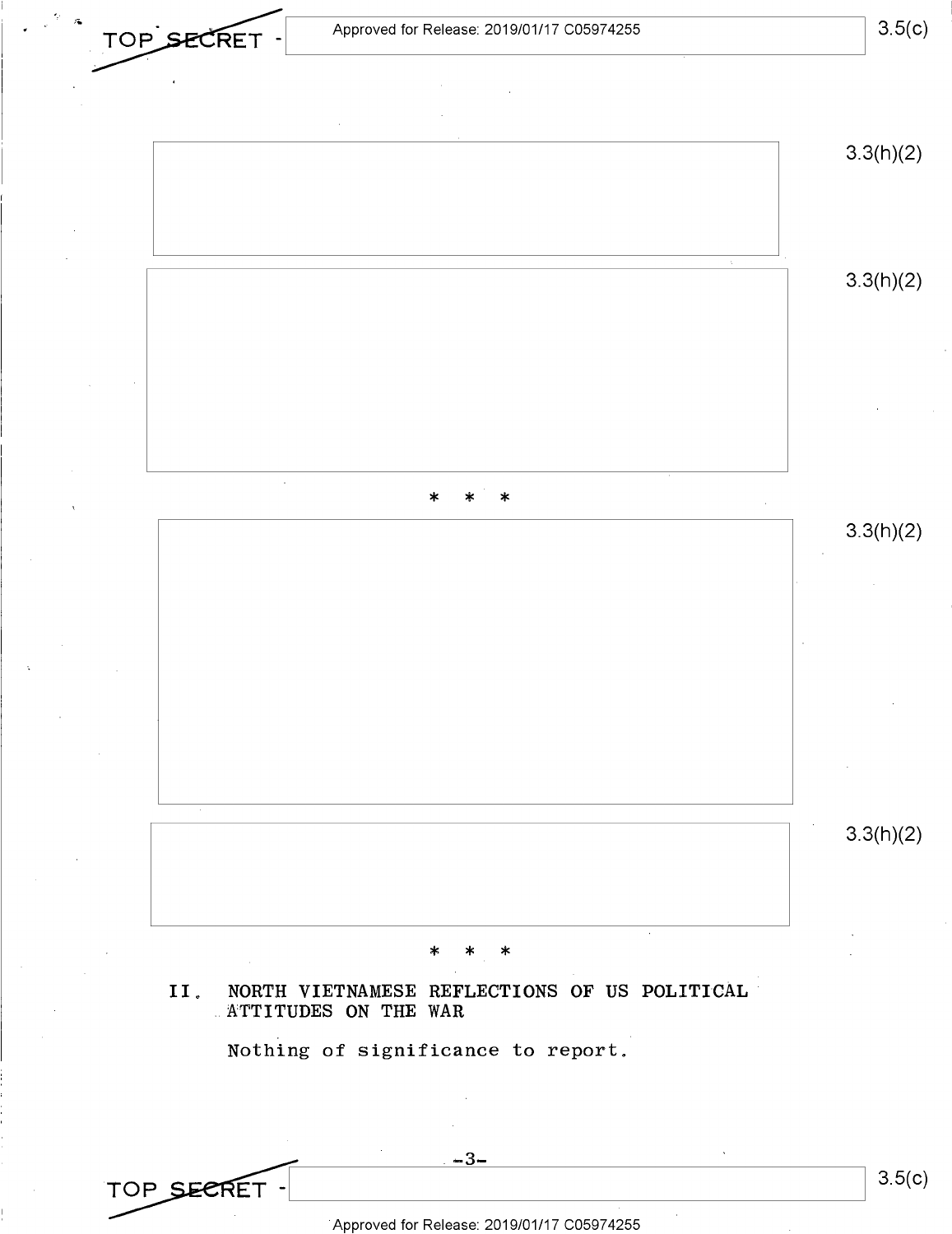3.3(h)(2)

3.3(h)(2)

\* \* \*

3.3(h)(2)

3.3(h)(2)

\* \* \*

## II. NORTH VIETNAMESE REFLECTIONS OF US POLITICAL ATTITUDES ON THE WAR

Nothing of significance to report.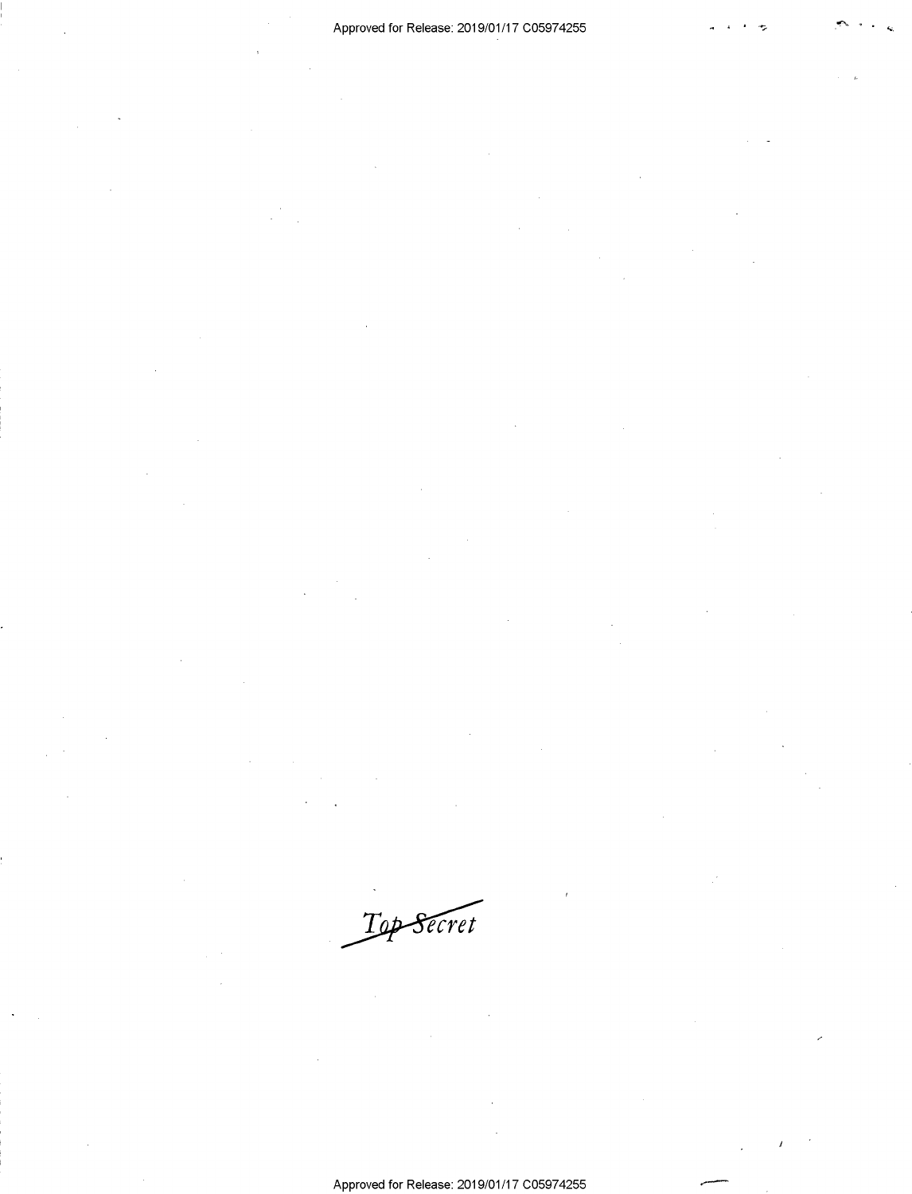~~Top Secret~~